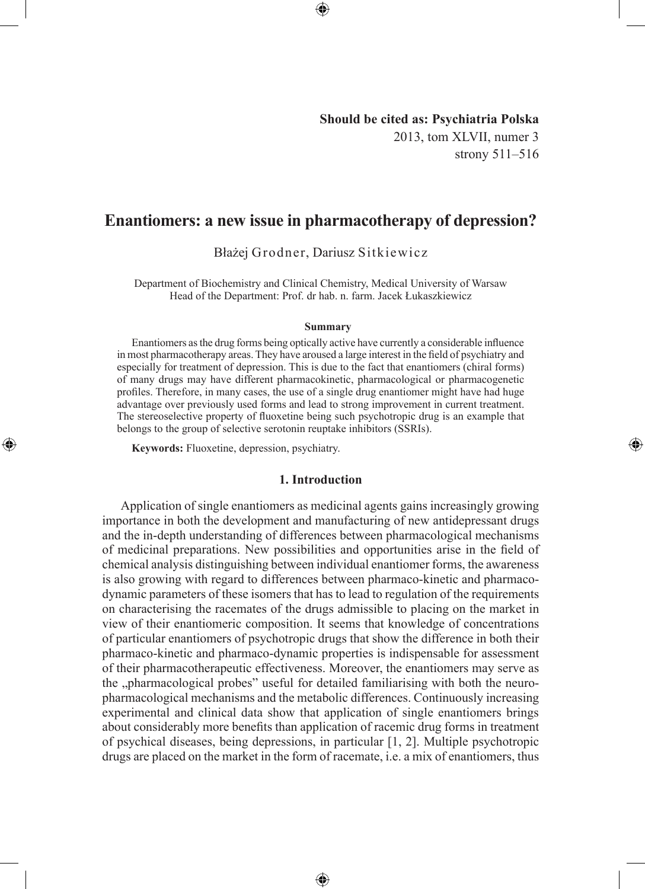**Should be cited as: Psychiatria Polska**
2013, tom XLVII, numer 3
strony 511–516

# Enantiomers: a new issue in pharmacotherapy of depression?

Błażej Grodner, Dariusz Sitkiewicz

Department of Biochemistry and Clinical Chemistry, Medical University of Warsaw
Head of the Department: Prof. dr hab. n. farm. Jacek Łukaszkiewicz

### Summary

Enantiomers as the drug forms being optically active have currently a considerable influence in most pharmacotherapy areas. They have aroused a large interest in the field of psychiatry and especially for treatment of depression. This is due to the fact that enantiomers (chiral forms) of many drugs may have different pharmacokinetic, pharmacological or pharmacogenetic profiles. Therefore, in many cases, the use of a single drug enantiomer might have had huge advantage over previously used forms and lead to strong improvement in current treatment. The stereoselective property of fluoxetine being such psychotropic drug is an example that belongs to the group of selective serotonin reuptake inhibitors (SSRIs).

**Keywords:** Fluoxetine, depression, psychiatry.

## 1. Introduction

Application of single enantiomers as medicinal agents gains increasingly growing importance in both the development and manufacturing of new antidepressant drugs and the in-depth understanding of differences between pharmacological mechanisms of medicinal preparations. New possibilities and opportunities arise in the field of chemical analysis distinguishing between individual enantiomer forms, the awareness is also growing with regard to differences between pharmaco-kinetic and pharmaco-dynamic parameters of these isomers that has to lead to regulation of the requirements on characterising the racemates of the drugs admissible to placing on the market in view of their enantiomeric composition. It seems that knowledge of concentrations of particular enantiomers of psychotropic drugs that show the difference in both their pharmaco-kinetic and pharmaco-dynamic properties is indispensable for assessment of their pharmacotherapeutic effectiveness. Moreover, the enantiomers may serve as the „pharmacological probes" useful for detailed familiarising with both the neuro-pharmacological mechanisms and the metabolic differences. Continuously increasing experimental and clinical data show that application of single enantiomers brings about considerably more benefits than application of racemic drug forms in treatment of psychical diseases, being depressions, in particular [1, 2]. Multiple psychotropic drugs are placed on the market in the form of racemate, i.e. a mix of enantiomers, thus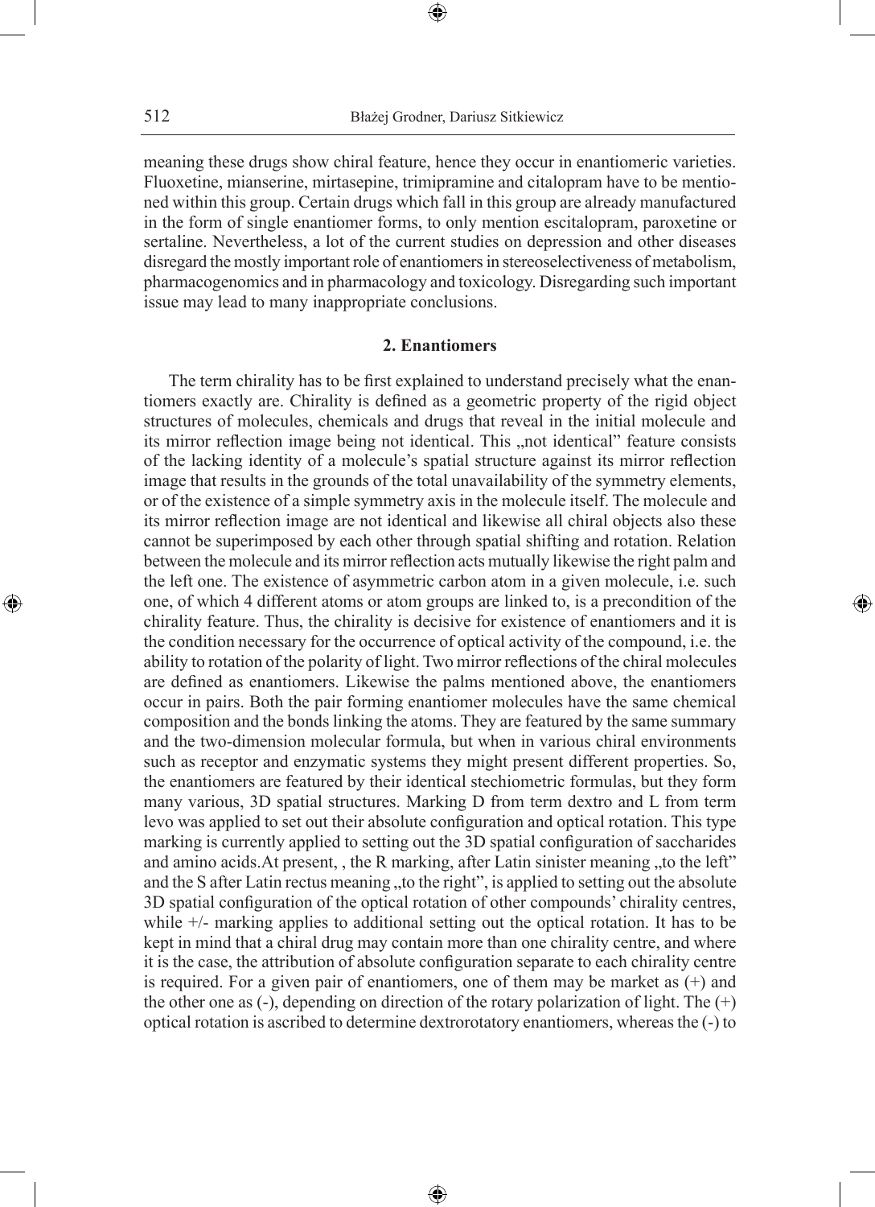meaning these drugs show chiral feature, hence they occur in enantiomeric varieties. Fluoxetine, mianserine, mirtasepine, trimipramine and citalopram have to be mentioned within this group. Certain drugs which fall in this group are already manufactured in the form of single enantiomer forms, to only mention escitalopram, paroxetine or sertaline. Nevertheless, a lot of the current studies on depression and other diseases disregard the mostly important role of enantiomers in stereoselectiveness of metabolism, pharmacogenomics and in pharmacology and toxicology. Disregarding such important issue may lead to many inappropriate conclusions.

## 2. Enantiomers

The term chirality has to be first explained to understand precisely what the enantiomers exactly are. Chirality is defined as a geometric property of the rigid object structures of molecules, chemicals and drugs that reveal in the initial molecule and its mirror reflection image being not identical. This „not identical" feature consists of the lacking identity of a molecule's spatial structure against its mirror reflection image that results in the grounds of the total unavailability of the symmetry elements, or of the existence of a simple symmetry axis in the molecule itself. The molecule and its mirror reflection image are not identical and likewise all chiral objects also these cannot be superimposed by each other through spatial shifting and rotation. Relation between the molecule and its mirror reflection acts mutually likewise the right palm and the left one. The existence of asymmetric carbon atom in a given molecule, i.e. such one, of which 4 different atoms or atom groups are linked to, is a precondition of the chirality feature. Thus, the chirality is decisive for existence of enantiomers and it is the condition necessary for the occurrence of optical activity of the compound, i.e. the ability to rotation of the polarity of light. Two mirror reflections of the chiral molecules are defined as enantiomers. Likewise the palms mentioned above, the enantiomers occur in pairs. Both the pair forming enantiomer molecules have the same chemical composition and the bonds linking the atoms. They are featured by the same summary and the two-dimension molecular formula, but when in various chiral environments such as receptor and enzymatic systems they might present different properties. So, the enantiomers are featured by their identical stechiometric formulas, but they form many various, 3D spatial structures. Marking D from term dextro and L from term levo was applied to set out their absolute configuration and optical rotation. This type marking is currently applied to setting out the 3D spatial configuration of saccharides and amino acids.At present, , the R marking, after Latin sinister meaning „to the left" and the S after Latin rectus meaning „to the right", is applied to setting out the absolute 3D spatial configuration of the optical rotation of other compounds' chirality centres, while +/- marking applies to additional setting out the optical rotation. It has to be kept in mind that a chiral drug may contain more than one chirality centre, and where it is the case, the attribution of absolute configuration separate to each chirality centre is required. For a given pair of enantiomers, one of them may be market as (+) and the other one as (-), depending on direction of the rotary polarization of light. The (+) optical rotation is ascribed to determine dextrorotatory enantiomers, whereas the (-) to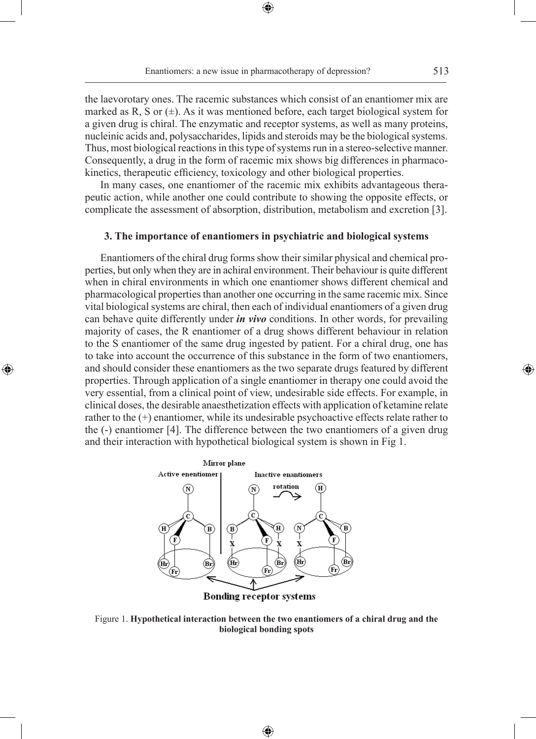the laevorotary ones. The racemic substances which consist of an enantiomer mix are marked as R, S or (±). As it was mentioned before, each target biological system for a given drug is chiral. The enzymatic and receptor systems, as well as many proteins, nucleinic acids and, polysaccharides, lipids and steroids may be the biological systems. Thus, most biological reactions in this type of systems run in a stereo-selective manner. Consequently, a drug in the form of racemic mix shows big differences in pharmacokinetics, therapeutic efficiency, toxicology and other biological properties.

In many cases, one enantiomer of the racemic mix exhibits advantageous therapeutic action, while another one could contribute to showing the opposite effects, or complicate the assessment of absorption, distribution, metabolism and excretion [3].

### 3. The importance of enantiomers in psychiatric and biological systems

Enantiomers of the chiral drug forms show their similar physical and chemical properties, but only when they are in achiral environment. Their behaviour is quite different when in chiral environments in which one enantiomer shows different chemical and pharmacological properties than another one occurring in the same racemic mix. Since vital biological systems are chiral, then each of individual enantiomers of a given drug can behave quite differently under ***in vivo*** conditions. In other words, for prevailing majority of cases, the R enantiomer of a drug shows different behaviour in relation to the S enantiomer of the same drug ingested by patient. For a chiral drug, one has to take into account the occurrence of this substance in the form of two enantiomers, and should consider these enantiomers as the two separate drugs featured by different properties. Through application of a single enantiomer in therapy one could avoid the very essential, from a clinical point of view, undesirable side effects. For example, in clinical doses, the desirable anaesthetization effects with application of ketamine relate rather to the (+) enantiomer, while its undesirable psychoactive effects relate rather to the (-) enantiomer [4]. The difference between the two enantiomers of a given drug and their interaction with hypothetical biological system is shown in Fig 1.

Figure 1. **Hypothetical interaction between the two enantiomers of a chiral drug and the biological bonding spots**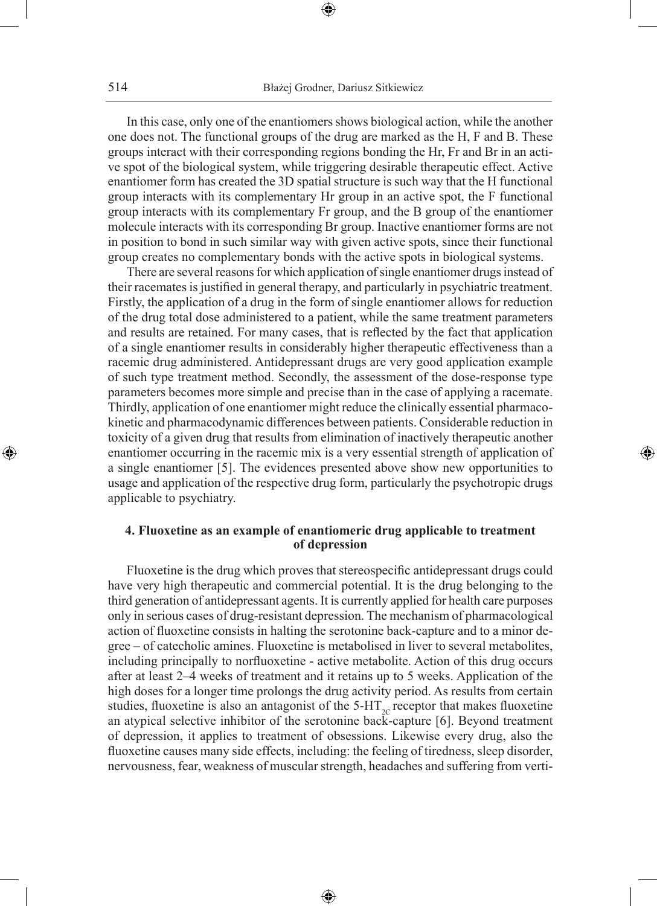In this case, only one of the enantiomers shows biological action, while the another one does not. The functional groups of the drug are marked as the H, F and B. These groups interact with their corresponding regions bonding the Hr, Fr and Br in an active spot of the biological system, while triggering desirable therapeutic effect. Active enantiomer form has created the 3D spatial structure is such way that the H functional group interacts with its complementary Hr group in an active spot, the F functional group interacts with its complementary Fr group, and the B group of the enantiomer molecule interacts with its corresponding Br group. Inactive enantiomer forms are not in position to bond in such similar way with given active spots, since their functional group creates no complementary bonds with the active spots in biological systems.

There are several reasons for which application of single enantiomer drugs instead of their racemates is justified in general therapy, and particularly in psychiatric treatment. Firstly, the application of a drug in the form of single enantiomer allows for reduction of the drug total dose administered to a patient, while the same treatment parameters and results are retained. For many cases, that is reflected by the fact that application of a single enantiomer results in considerably higher therapeutic effectiveness than a racemic drug administered. Antidepressant drugs are very good application example of such type treatment method. Secondly, the assessment of the dose-response type parameters becomes more simple and precise than in the case of applying a racemate. Thirdly, application of one enantiomer might reduce the clinically essential pharmacokinetic and pharmacodynamic differences between patients. Considerable reduction in toxicity of a given drug that results from elimination of inactively therapeutic another enantiomer occurring in the racemic mix is a very essential strength of application of a single enantiomer [5]. The evidences presented above show new opportunities to usage and application of the respective drug form, particularly the psychotropic drugs applicable to psychiatry.

## 4. Fluoxetine as an example of enantiomeric drug applicable to treatment of depression

Fluoxetine is the drug which proves that stereospecific antidepressant drugs could have very high therapeutic and commercial potential. It is the drug belonging to the third generation of antidepressant agents. It is currently applied for health care purposes only in serious cases of drug-resistant depression. The mechanism of pharmacological action of fluoxetine consists in halting the serotonine back-capture and to a minor degree – of catecholic amines. Fluoxetine is metabolised in liver to several metabolites, including principally to norfluoxetine - active metabolite. Action of this drug occurs after at least 2–4 weeks of treatment and it retains up to 5 weeks. Application of the high doses for a longer time prolongs the drug activity period. As results from certain studies, fluoxetine is also an antagonist of the 5-HT$_{2C}$ receptor that makes fluoxetine an atypical selective inhibitor of the serotonine back-capture [6]. Beyond treatment of depression, it applies to treatment of obsessions. Likewise every drug, also the fluoxetine causes many side effects, including: the feeling of tiredness, sleep disorder, nervousness, fear, weakness of muscular strength, headaches and suffering from verti-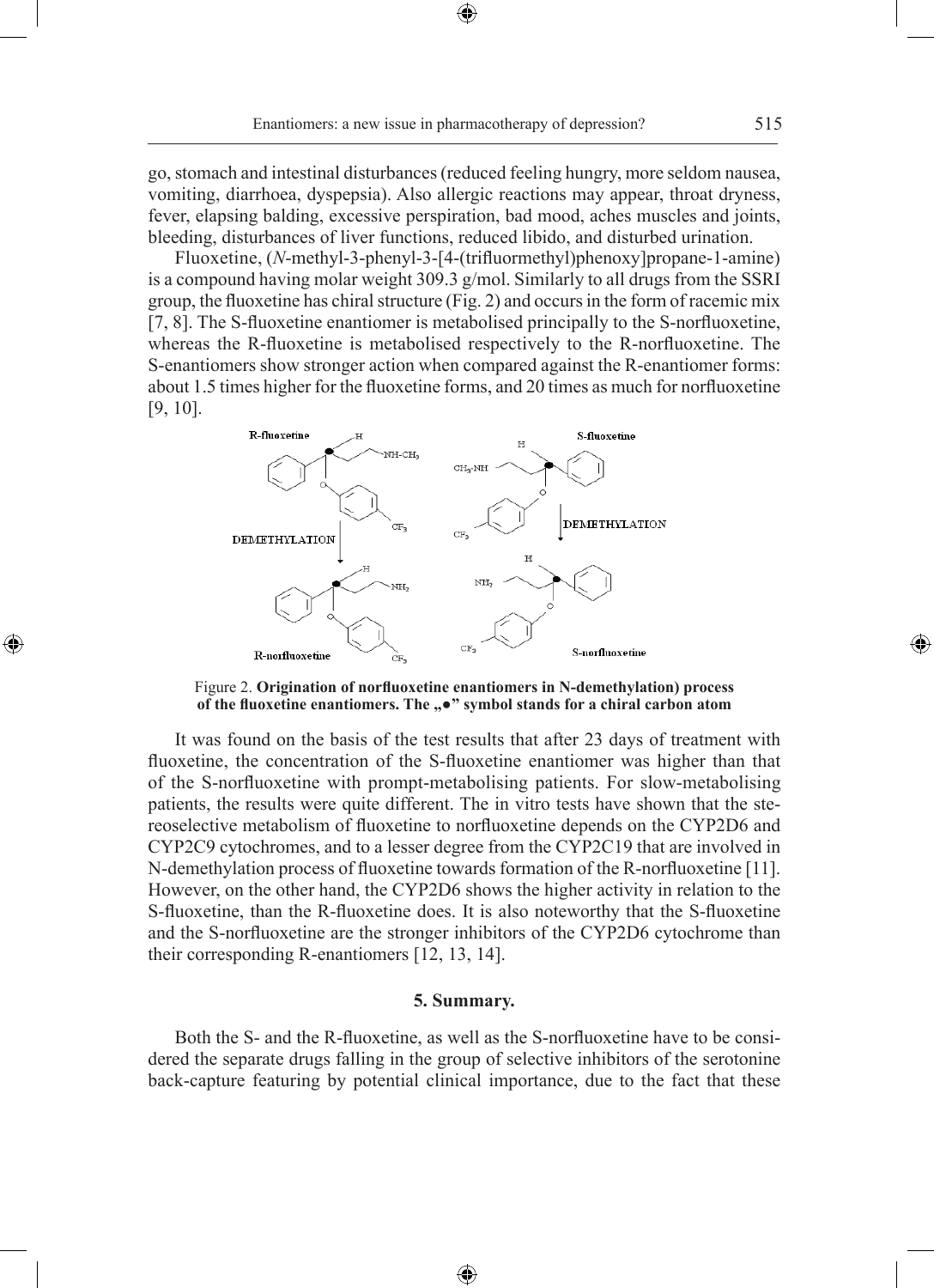go, stomach and intestinal disturbances (reduced feeling hungry, more seldom nausea, vomiting, diarrhoea, dyspepsia). Also allergic reactions may appear, throat dryness, fever, elapsing balding, excessive perspiration, bad mood, aches muscles and joints, bleeding, disturbances of liver functions, reduced libido, and disturbed urination.

Fluoxetine, (*N*-methyl-3-phenyl-3-[4-(trifluormethyl)phenoxy]propane-1-amine) is a compound having molar weight 309.3 g/mol. Similarly to all drugs from the SSRI group, the fluoxetine has chiral structure (Fig. 2) and occurs in the form of racemic mix [7, 8]. The S-fluoxetine enantiomer is metabolised principally to the S-norfluoxetine, whereas the R-fluoxetine is metabolised respectively to the R-norfluoxetine. The S-enantiomers show stronger action when compared against the R-enantiomer forms: about 1.5 times higher for the fluoxetine forms, and 20 times as much for norfluoxetine [9, 10].

Figure 2. **Origination of norfluoxetine enantiomers in N-demethylation) process of the fluoxetine enantiomers. The „•" symbol stands for a chiral carbon atom**

It was found on the basis of the test results that after 23 days of treatment with fluoxetine, the concentration of the S-fluoxetine enantiomer was higher than that of the S-norfluoxetine with prompt-metabolising patients. For slow-metabolising patients, the results were quite different. The in vitro tests have shown that the stereoselective metabolism of fluoxetine to norfluoxetine depends on the CYP2D6 and CYP2C9 cytochromes, and to a lesser degree from the CYP2C19 that are involved in N-demethylation process of fluoxetine towards formation of the R-norfluoxetine [11]. However, on the other hand, the CYP2D6 shows the higher activity in relation to the S-fluoxetine, than the R-fluoxetine does. It is also noteworthy that the S-fluoxetine and the S-norfluoxetine are the stronger inhibitors of the CYP2D6 cytochrome than their corresponding R-enantiomers [12, 13, 14].

### 5. Summary.

Both the S- and the R-fluoxetine, as well as the S-norfluoxetine have to be considered the separate drugs falling in the group of selective inhibitors of the serotonine back-capture featuring by potential clinical importance, due to the fact that these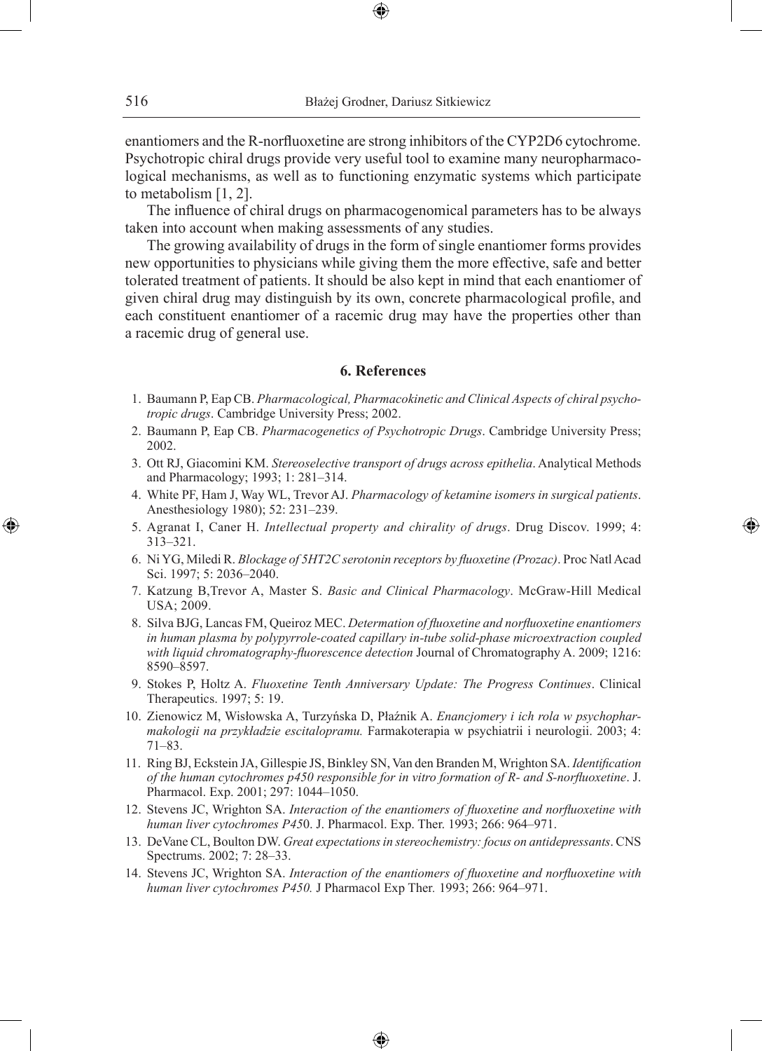enantiomers and the R-norfluoxetine are strong inhibitors of the CYP2D6 cytochrome. Psychotropic chiral drugs provide very useful tool to examine many neuropharmacological mechanisms, as well as to functioning enzymatic systems which participate to metabolism [1, 2].

The influence of chiral drugs on pharmacogenomical parameters has to be always taken into account when making assessments of any studies.

The growing availability of drugs in the form of single enantiomer forms provides new opportunities to physicians while giving them the more effective, safe and better tolerated treatment of patients. It should be also kept in mind that each enantiomer of given chiral drug may distinguish by its own, concrete pharmacological profile, and each constituent enantiomer of a racemic drug may have the properties other than a racemic drug of general use.

## 6. References

1. Baumann P, Eap CB. *Pharmacological, Pharmacokinetic and Clinical Aspects of chiral psychotropic drugs*. Cambridge University Press; 2002.
2. Baumann P, Eap CB. *Pharmacogenetics of Psychotropic Drugs*. Cambridge University Press; 2002.
3. Ott RJ, Giacomini KM. *Stereoselective transport of drugs across epithelia*. Analytical Methods and Pharmacology; 1993; 1: 281–314.
4. White PF, Ham J, Way WL, Trevor AJ. *Pharmacology of ketamine isomers in surgical patients*. Anesthesiology 1980); 52: 231–239.
5. Agranat I, Caner H. *Intellectual property and chirality of drugs*. Drug Discov. 1999; 4: 313–321.
6. Ni YG, Miledi R. *Blockage of 5HT2C serotonin receptors by fluoxetine (Prozac)*. Proc Natl Acad Sci. 1997; 5: 2036–2040.
7. Katzung B,Trevor A, Master S. *Basic and Clinical Pharmacology*. McGraw-Hill Medical USA; 2009.
8. Silva BJG, Lancas FM, Queiroz MEC. *Determation of fluoxetine and norfluoxetine enantiomers in human plasma by polypyrrole-coated capillary in-tube solid-phase microextraction coupled with liquid chromatography-fluorescence detection* Journal of Chromatography A. 2009; 1216: 8590–8597.
9. Stokes P, Holtz A. *Fluoxetine Tenth Anniversary Update: The Progress Continues*. Clinical Therapeutics. 1997; 5: 19.
10. Zienowicz M, Wisłowska A, Turzyńska D, Płaźnik A. *Enancjomery i ich rola w psychopharmakologii na przykładzie escitalopramu.* Farmakoterapia w psychiatrii i neurologii. 2003; 4: 71–83.
11. Ring BJ, Eckstein JA, Gillespie JS, Binkley SN, Van den Branden M, Wrighton SA. *Identification of the human cytochromes p450 responsible for in vitro formation of R- and S-norfluoxetine*. J. Pharmacol. Exp. 2001; 297: 1044–1050.
12. Stevens JC, Wrighton SA. *Interaction of the enantiomers of fluoxetine and norfluoxetine with human liver cytochromes P45*0. J. Pharmacol. Exp. Ther. 1993; 266: 964–971.
13. DeVane CL, Boulton DW. *Great expectations in stereochemistry: focus on antidepressants*. CNS Spectrums. 2002; 7: 28–33.
14. Stevens JC, Wrighton SA. *Interaction of the enantiomers of fluoxetine and norfluoxetine with human liver cytochromes P450.* J Pharmacol Exp Ther. 1993; 266: 964–971.